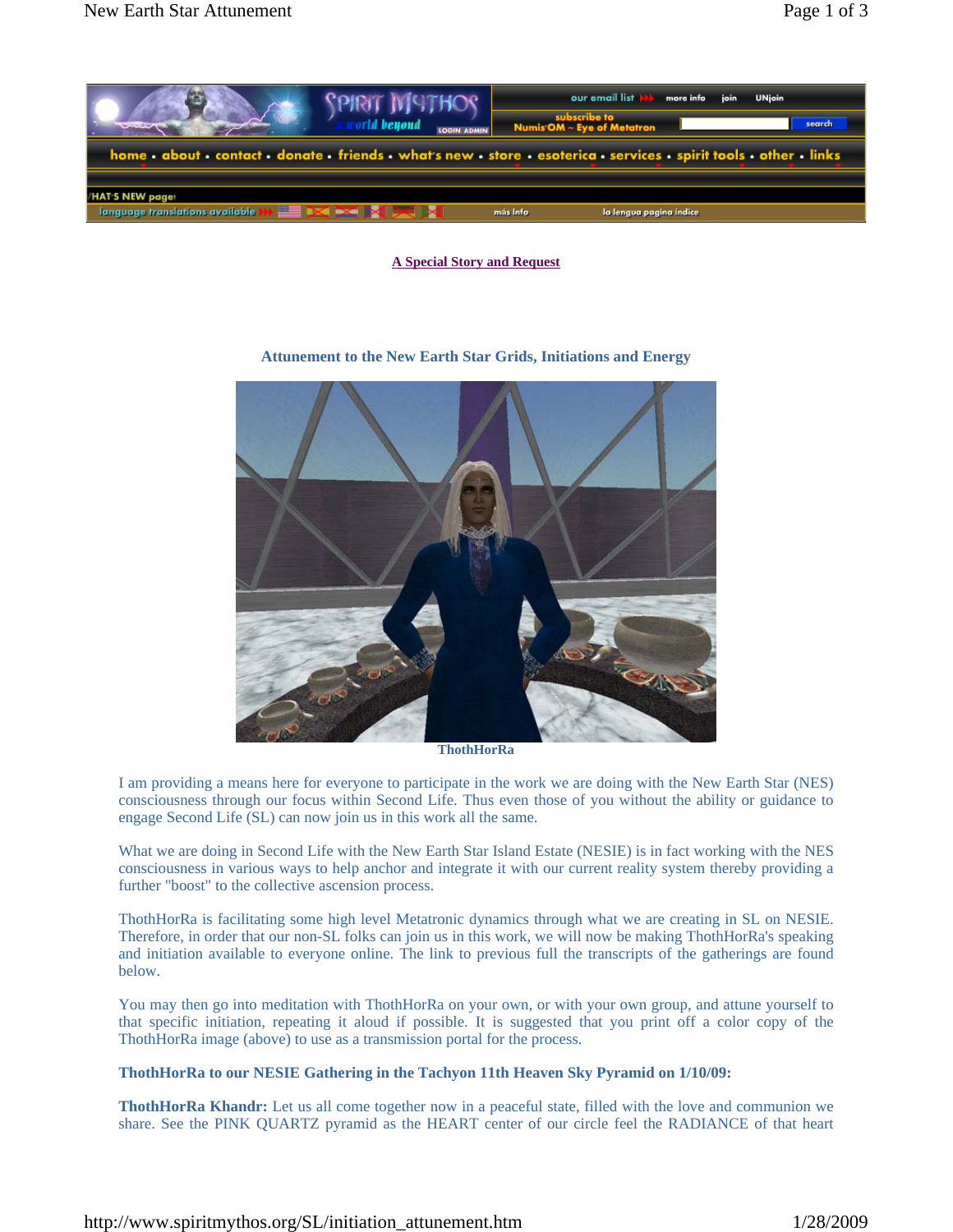[A Special Story and Request]

### Attunement to the New Earth Star Grids, Initiations and Energy

ThothHorRa

I am providing a means here for everyone to participate in the work we are doing with the New Earth Star (NES) consciousness through our focus within Second Life. Thus even those of you without the ability or guidance to engage Second Life (SL) can now join us in this work all the same.

What we are doing in Second Life with the New Earth Star Island Estate (NESIE) is in fact working with the NES consciousness in various ways to help anchor and integrate it with our current reality system thereby providing a further "boost" to the collective ascension process.

ThothHorRa is facilitating some high level Metatronic dynamics through what we are creating in SL on NESIE. Therefore, in order that our non-SL folks can join us in this work, we will now be making ThothHorRa's speaking and initiation available to everyone online. The link to previous full the transcripts of the gatherings are found below.

You may then go into meditation with ThothHorRa on your own, or with your own group, and attune yourself to that specific initiation, repeating it aloud if possible. It is suggested that you print off a color copy of the ThothHorRa image (above) to use as a transmission portal for the process.

**ThothHorRa to our NESIE Gathering in the Tachyon 11th Heaven Sky Pyramid on 1/10/09:**

**ThothHorRa Khandr:** Let us all come together now in a peaceful state, filled with the love and communion we share. See the PINK QUARTZ pyramid as the HEART center of our circle feel the RADIANCE of that heart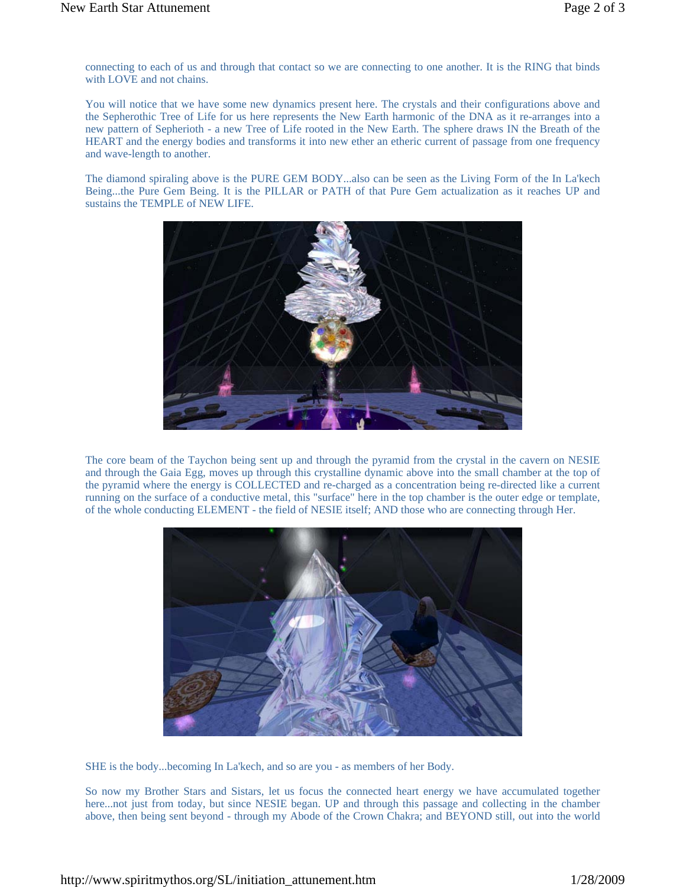connecting to each of us and through that contact so we are connecting to one another. It is the RING that binds with LOVE and not chains.

You will notice that we have some new dynamics present here. The crystals and their configurations above and the Sepherothic Tree of Life for us here represents the New Earth harmonic of the DNA as it re-arranges into a new pattern of Sepherioth - a new Tree of Life rooted in the New Earth. The sphere draws IN the Breath of the HEART and the energy bodies and transforms it into new ether an etheric current of passage from one frequency and wave-length to another.

The diamond spiraling above is the PURE GEM BODY...also can be seen as the Living Form of the In La'kech Being...the Pure Gem Being. It is the PILLAR or PATH of that Pure Gem actualization as it reaches UP and sustains the TEMPLE of NEW LIFE.

The core beam of the Taychon being sent up and through the pyramid from the crystal in the cavern on NESIE and through the Gaia Egg, moves up through this crystalline dynamic above into the small chamber at the top of the pyramid where the energy is COLLECTED and re-charged as a concentration being re-directed like a current running on the surface of a conductive metal, this "surface" here in the top chamber is the outer edge or template, of the whole conducting ELEMENT - the field of NESIE itself; AND those who are connecting through Her.

SHE is the body...becoming In La'kech, and so are you - as members of her Body.

So now my Brother Stars and Sistars, let us focus the connected heart energy we have accumulated together here...not just from today, but since NESIE began. UP and through this passage and collecting in the chamber above, then being sent beyond - through my Abode of the Crown Chakra; and BEYOND still, out into the world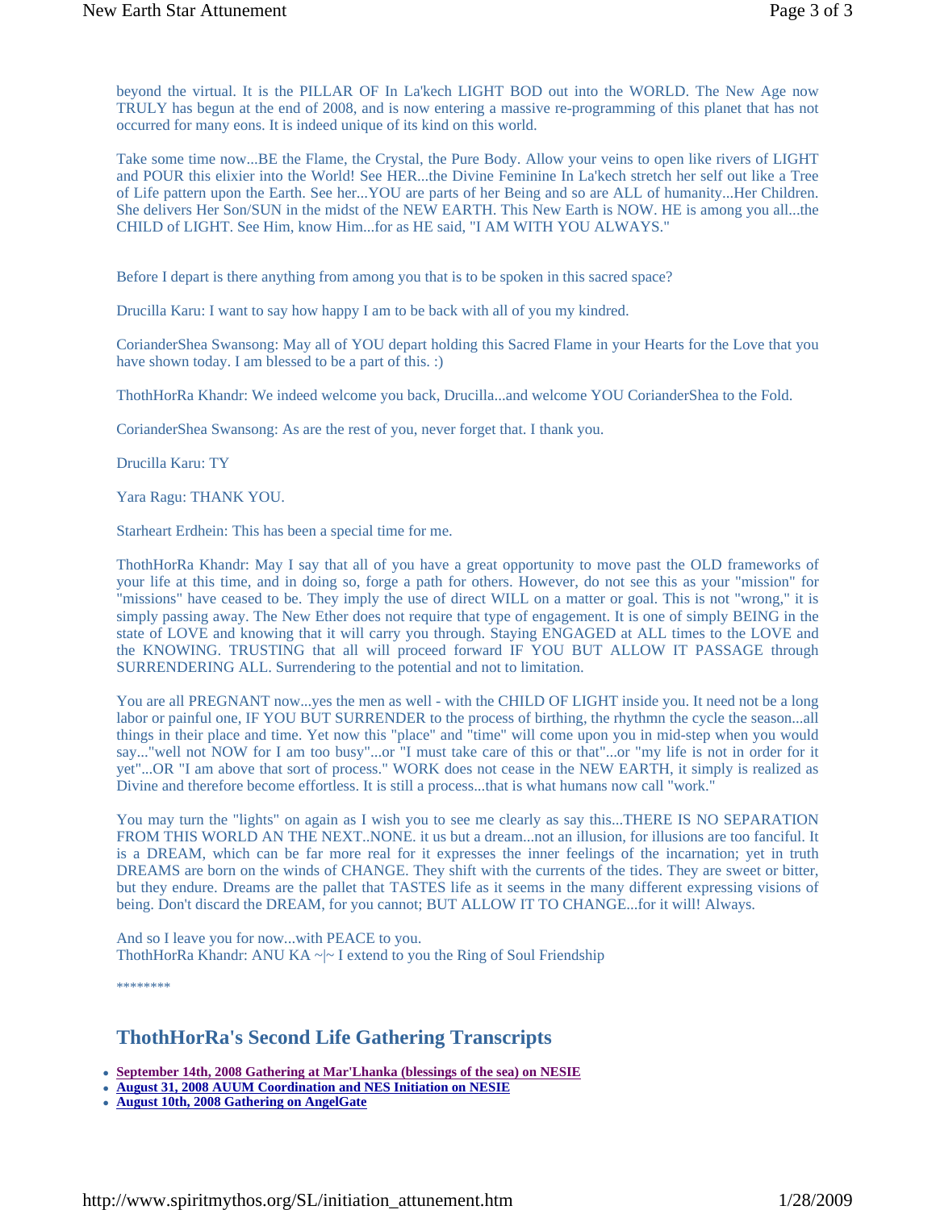beyond the virtual. It is the PILLAR OF In La'kech LIGHT BOD out into the WORLD. The New Age now TRULY has begun at the end of 2008, and is now entering a massive re-programming of this planet that has not occurred for many eons. It is indeed unique of its kind on this world.

Take some time now...BE the Flame, the Crystal, the Pure Body. Allow your veins to open like rivers of LIGHT and POUR this elixier into the World! See HER...the Divine Feminine In La'kech stretch her self out like a Tree of Life pattern upon the Earth. See her...YOU are parts of her Being and so are ALL of humanity...Her Children. She delivers Her Son/SUN in the midst of the NEW EARTH. This New Earth is NOW. HE is among you all...the CHILD of LIGHT. See Him, know Him...for as HE said, "I AM WITH YOU ALWAYS."

Before I depart is there anything from among you that is to be spoken in this sacred space?

Drucilla Karu: I want to say how happy I am to be back with all of you my kindred.

CorianderShea Swansong: May all of YOU depart holding this Sacred Flame in your Hearts for the Love that you have shown today. I am blessed to be a part of this. :)

ThothHorRa Khandr: We indeed welcome you back, Drucilla...and welcome YOU CorianderShea to the Fold.

CorianderShea Swansong: As are the rest of you, never forget that. I thank you.

Drucilla Karu: TY

Yara Ragu: THANK YOU.

Starheart Erdhein: This has been a special time for me.

ThothHorRa Khandr: May I say that all of you have a great opportunity to move past the OLD frameworks of your life at this time, and in doing so, forge a path for others. However, do not see this as your "mission" for "missions" have ceased to be. They imply the use of direct WILL on a matter or goal. This is not "wrong," it is simply passing away. The New Ether does not require that type of engagement. It is one of simply BEING in the state of LOVE and knowing that it will carry you through. Staying ENGAGED at ALL times to the LOVE and the KNOWING. TRUSTING that all will proceed forward IF YOU BUT ALLOW IT PASSAGE through SURRENDERING ALL. Surrendering to the potential and not to limitation.

You are all PREGNANT now...yes the men as well - with the CHILD OF LIGHT inside you. It need not be a long labor or painful one, IF YOU BUT SURRENDER to the process of birthing, the rhythmn the cycle the season...all things in their place and time. Yet now this "place" and "time" will come upon you in mid-step when you would say..."well not NOW for I am too busy"...or "I must take care of this or that"...or "my life is not in order for it yet"...OR "I am above that sort of process." WORK does not cease in the NEW EARTH, it simply is realized as Divine and therefore become effortless. It is still a process...that is what humans now call "work."

You may turn the "lights" on again as I wish you to see me clearly as say this...THERE IS NO SEPARATION FROM THIS WORLD AN THE NEXT..NONE. it us but a dream...not an illusion, for illusions are too fanciful. It is a DREAM, which can be far more real for it expresses the inner feelings of the incarnation; yet in truth DREAMS are born on the winds of CHANGE. They shift with the currents of the tides. They are sweet or bitter, but they endure. Dreams are the pallet that TASTES life as it seems in the many different expressing visions of being. Don't discard the DREAM, for you cannot; BUT ALLOW IT TO CHANGE...for it will! Always.

And so I leave you for now...with PEACE to you.
ThothHorRa Khandr: ANU KA ~|~ I extend to you the Ring of Soul Friendship

********

## ThothHorRa's Second Life Gathering Transcripts

- **September 14th, 2008 Gathering at Mar'Lhanka (blessings of the sea) on NESIE**
- **August 31, 2008 AUUM Coordination and NES Initiation on NESIE**
- **August 10th, 2008 Gathering on AngelGate**